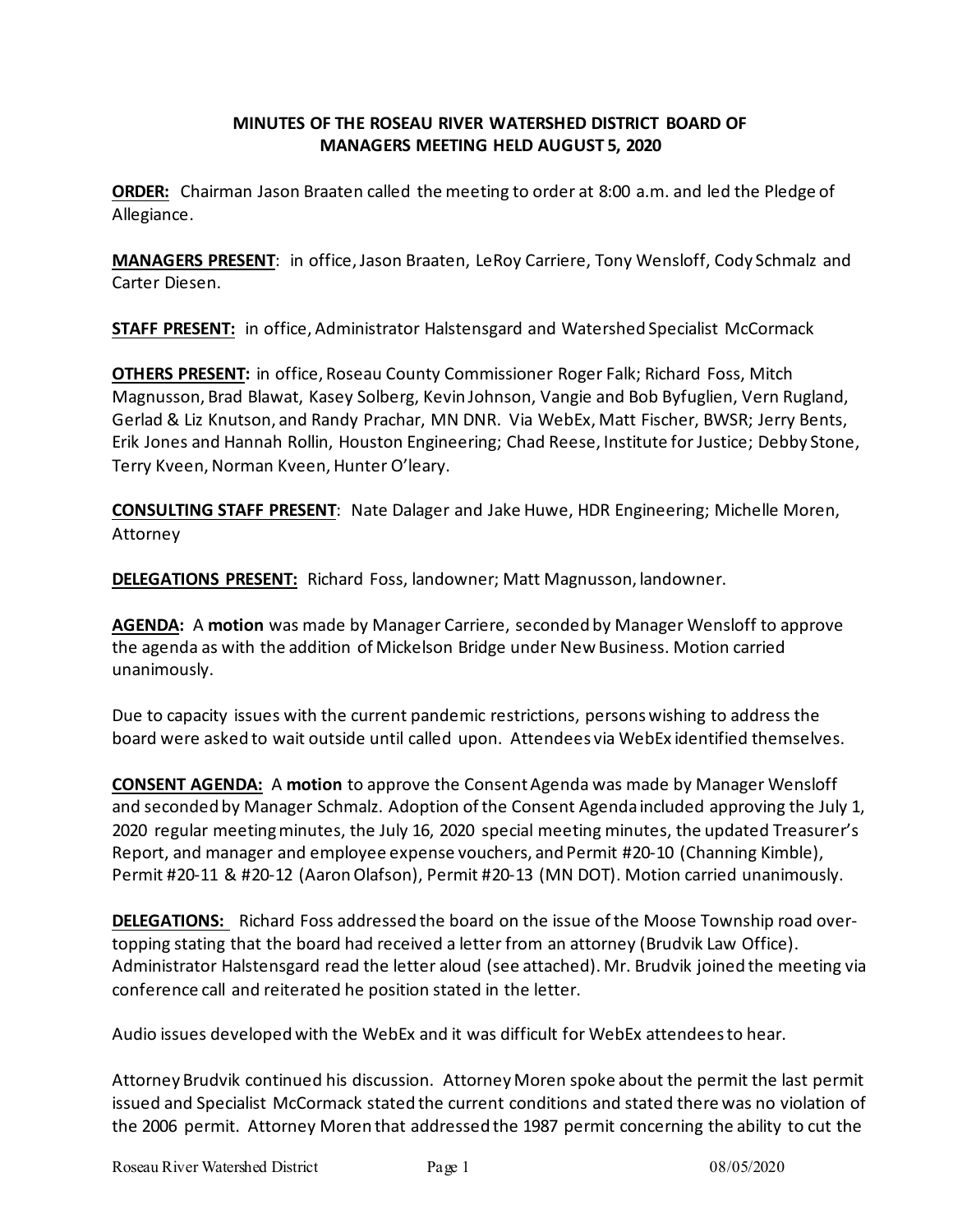**MINUTES OF THE ROSEAU RIVER WATERSHED DISTRICT BOARD OF MANAGERS MEETING HELD AUGUST 5, 2020**

**ORDER:** Chairman Jason Braaten called the meeting to order at 8:00 a.m. and led the Pledge of Allegiance.

**MANAGERS PRESENT**: in office, Jason Braaten, LeRoy Carriere, Tony Wensloff, Cody Schmalz and Carter Diesen.

**STAFF PRESENT:** in office, Administrator Halstensgard and Watershed Specialist McCormack

**OTHERS PRESENT:** in office, Roseau County Commissioner Roger Falk; Richard Foss, Mitch Magnusson, Brad Blawat, Kasey Solberg, Kevin Johnson, Vangie and Bob Byfuglien, Vern Rugland, Gerlad & Liz Knutson, and Randy Prachar, MN DNR. Via WebEx, Matt Fischer, BWSR; Jerry Bents, Erik Jones and Hannah Rollin, Houston Engineering; Chad Reese, Institute for Justice; Debby Stone, Terry Kveen, Norman Kveen, Hunter O'leary.

**CONSULTING STAFF PRESENT**: Nate Dalager and Jake Huwe, HDR Engineering; Michelle Moren, Attorney

**DELEGATIONS PRESENT:** Richard Foss, landowner; Matt Magnusson, landowner.

**AGENDA:** A **motion** was made by Manager Carriere, seconded by Manager Wensloff to approve the agenda as with the addition of Mickelson Bridge under New Business. Motion carried unanimously.

Due to capacity issues with the current pandemic restrictions, persons wishing to address the board were asked to wait outside until called upon. Attendees via WebEx identified themselves.

**CONSENT AGENDA:** A **motion** to approve the Consent Agenda was made by Manager Wensloff and seconded by Manager Schmalz. Adoption of the Consent Agenda included approving the July 1, 2020 regular meeting minutes, the July 16, 2020 special meeting minutes, the updated Treasurer's Report, and manager and employee expense vouchers, and Permit #20-10 (Channing Kimble), Permit #20-11 & #20-12 (Aaron Olafson), Permit #20-13 (MN DOT). Motion carried unanimously.

**DELEGATIONS:** Richard Foss addressed the board on the issue of the Moose Township road over-topping stating that the board had received a letter from an attorney (Brudvik Law Office). Administrator Halstensgard read the letter aloud (see attached). Mr. Brudvik joined the meeting via conference call and reiterated he position stated in the letter.

Audio issues developed with the WebEx and it was difficult for WebEx attendees to hear.

Attorney Brudvik continued his discussion. Attorney Moren spoke about the permit the last permit issued and Specialist McCormack stated the current conditions and stated there was no violation of the 2006 permit. Attorney Moren that addressed the 1987 permit concerning the ability to cut the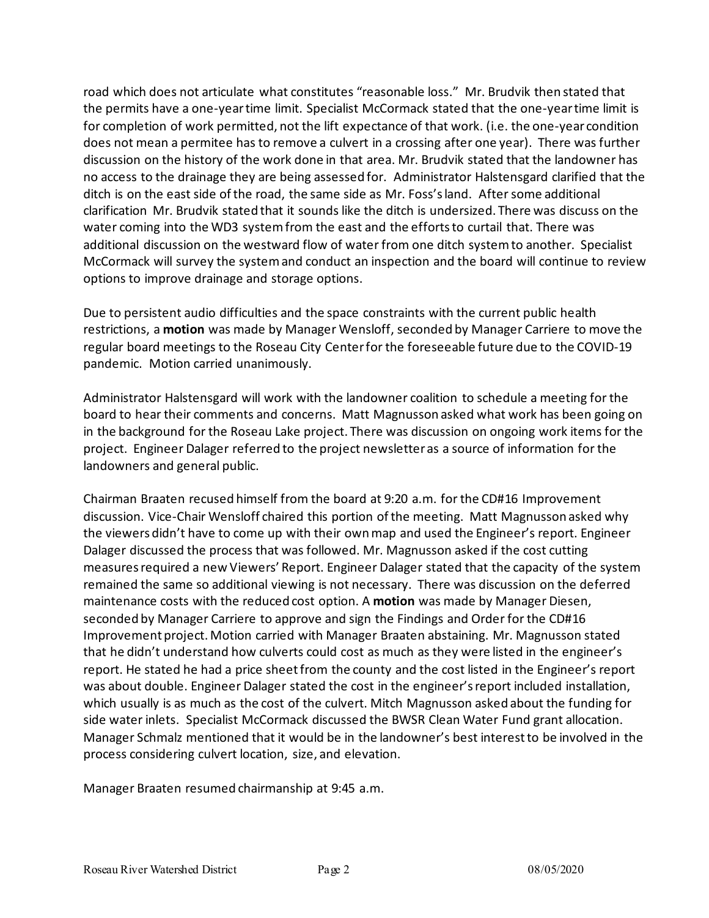road which does not articulate what constitutes "reasonable loss." Mr. Brudvik then stated that the permits have a one-year time limit. Specialist McCormack stated that the one-year time limit is for completion of work permitted, not the lift expectance of that work. (i.e. the one-year condition does not mean a permitee has to remove a culvert in a crossing after one year). There was further discussion on the history of the work done in that area. Mr. Brudvik stated that the landowner has no access to the drainage they are being assessed for. Administrator Halstensgard clarified that the ditch is on the east side of the road, the same side as Mr. Foss's land. After some additional clarification Mr. Brudvik stated that it sounds like the ditch is undersized. There was discuss on the water coming into the WD3 system from the east and the efforts to curtail that. There was additional discussion on the westward flow of water from one ditch system to another. Specialist McCormack will survey the system and conduct an inspection and the board will continue to review options to improve drainage and storage options.

Due to persistent audio difficulties and the space constraints with the current public health restrictions, a **motion** was made by Manager Wensloff, seconded by Manager Carriere to move the regular board meetings to the Roseau City Center for the foreseeable future due to the COVID-19 pandemic. Motion carried unanimously.

Administrator Halstensgard will work with the landowner coalition to schedule a meeting for the board to hear their comments and concerns. Matt Magnusson asked what work has been going on in the background for the Roseau Lake project. There was discussion on ongoing work items for the project. Engineer Dalager referred to the project newsletter as a source of information for the landowners and general public.

Chairman Braaten recused himself from the board at 9:20 a.m. for the CD#16 Improvement discussion. Vice-Chair Wensloff chaired this portion of the meeting. Matt Magnusson asked why the viewers didn't have to come up with their own map and used the Engineer's report. Engineer Dalager discussed the process that was followed. Mr. Magnusson asked if the cost cutting measures required a new Viewers' Report. Engineer Dalager stated that the capacity of the system remained the same so additional viewing is not necessary. There was discussion on the deferred maintenance costs with the reduced cost option. A **motion** was made by Manager Diesen, seconded by Manager Carriere to approve and sign the Findings and Order for the CD#16 Improvement project. Motion carried with Manager Braaten abstaining. Mr. Magnusson stated that he didn't understand how culverts could cost as much as they were listed in the engineer's report. He stated he had a price sheet from the county and the cost listed in the Engineer's report was about double. Engineer Dalager stated the cost in the engineer's report included installation, which usually is as much as the cost of the culvert. Mitch Magnusson asked about the funding for side water inlets. Specialist McCormack discussed the BWSR Clean Water Fund grant allocation. Manager Schmalz mentioned that it would be in the landowner's best interest to be involved in the process considering culvert location, size, and elevation.

Manager Braaten resumed chairmanship at 9:45 a.m.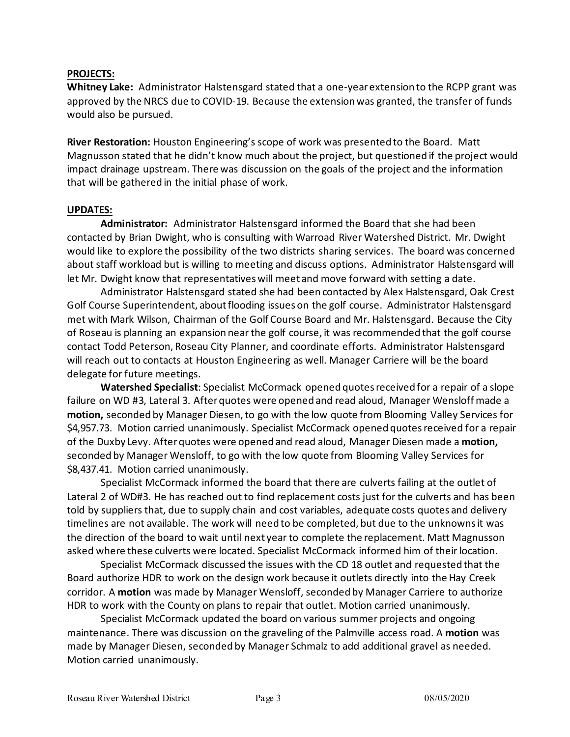**PROJECTS:**

**Whitney Lake:** Administrator Halstensgard stated that a one-year extension to the RCPP grant was approved by the NRCS due to COVID-19. Because the extension was granted, the transfer of funds would also be pursued.

**River Restoration:** Houston Engineering's scope of work was presented to the Board. Matt Magnusson stated that he didn't know much about the project, but questioned if the project would impact drainage upstream. There was discussion on the goals of the project and the information that will be gathered in the initial phase of work.

**UPDATES:**

**Administrator:** Administrator Halstensgard informed the Board that she had been contacted by Brian Dwight, who is consulting with Warroad River Watershed District. Mr. Dwight would like to explore the possibility of the two districts sharing services. The board was concerned about staff workload but is willing to meeting and discuss options. Administrator Halstensgard will let Mr. Dwight know that representatives will meet and move forward with setting a date.

Administrator Halstensgard stated she had been contacted by Alex Halstensgard, Oak Crest Golf Course Superintendent, about flooding issues on the golf course. Administrator Halstensgard met with Mark Wilson, Chairman of the Golf Course Board and Mr. Halstensgard. Because the City of Roseau is planning an expansion near the golf course, it was recommended that the golf course contact Todd Peterson, Roseau City Planner, and coordinate efforts. Administrator Halstensgard will reach out to contacts at Houston Engineering as well. Manager Carriere will be the board delegate for future meetings.

**Watershed Specialist**: Specialist McCormack opened quotes received for a repair of a slope failure on WD #3, Lateral 3. After quotes were opened and read aloud, Manager Wensloff made a **motion,** seconded by Manager Diesen, to go with the low quote from Blooming Valley Services for $4,957.73. Motion carried unanimously. Specialist McCormack opened quotes received for a repair of the Duxby Levy. After quotes were opened and read aloud, Manager Diesen made a **motion,** seconded by Manager Wensloff, to go with the low quote from Blooming Valley Services for $8,437.41. Motion carried unanimously.

Specialist McCormack informed the board that there are culverts failing at the outlet of Lateral 2 of WD#3. He has reached out to find replacement costs just for the culverts and has been told by suppliers that, due to supply chain and cost variables, adequate costs quotes and delivery timelines are not available. The work will need to be completed, but due to the unknowns it was the direction of the board to wait until next year to complete the replacement. Matt Magnusson asked where these culverts were located. Specialist McCormack informed him of their location.

Specialist McCormack discussed the issues with the CD 18 outlet and requested that the Board authorize HDR to work on the design work because it outlets directly into the Hay Creek corridor. A **motion** was made by Manager Wensloff, seconded by Manager Carriere to authorize HDR to work with the County on plans to repair that outlet. Motion carried unanimously.

Specialist McCormack updated the board on various summer projects and ongoing maintenance. There was discussion on the graveling of the Palmville access road. A **motion** was made by Manager Diesen, seconded by Manager Schmalz to add additional gravel as needed. Motion carried unanimously.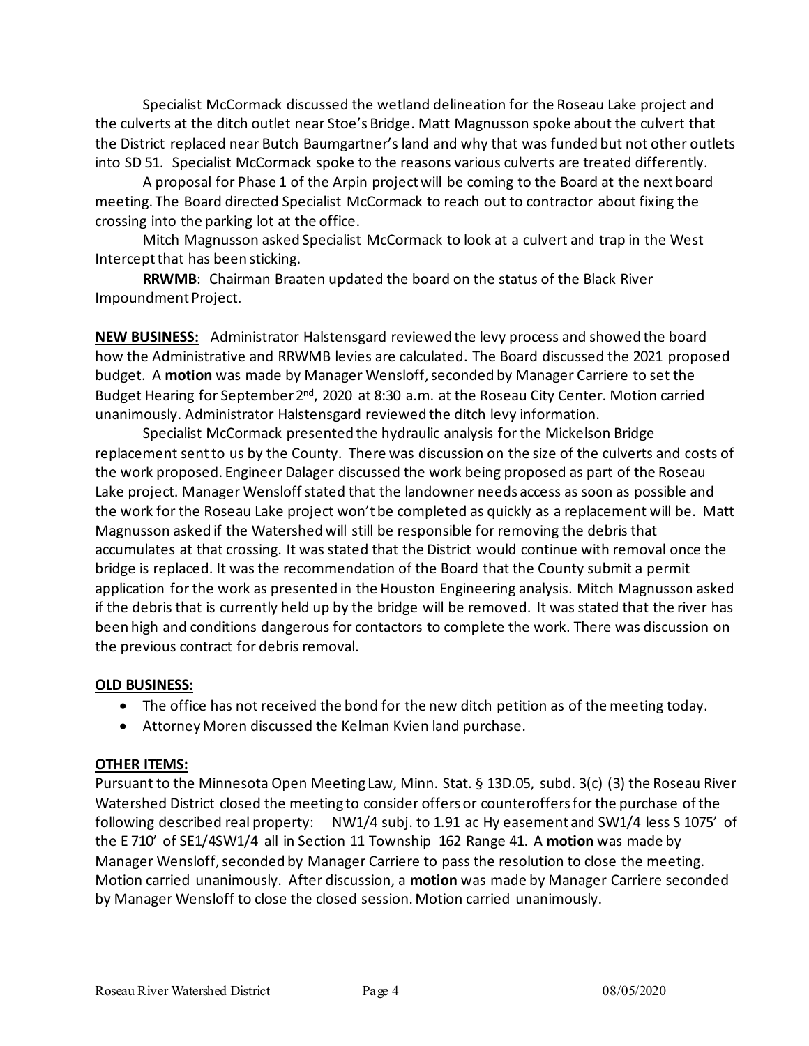Specialist McCormack discussed the wetland delineation for the Roseau Lake project and the culverts at the ditch outlet near Stoe's Bridge. Matt Magnusson spoke about the culvert that the District replaced near Butch Baumgartner's land and why that was funded but not other outlets into SD 51. Specialist McCormack spoke to the reasons various culverts are treated differently.

A proposal for Phase 1 of the Arpin project will be coming to the Board at the next board meeting. The Board directed Specialist McCormack to reach out to contractor about fixing the crossing into the parking lot at the office.

Mitch Magnusson asked Specialist McCormack to look at a culvert and trap in the West Intercept that has been sticking.

**RRWMB**: Chairman Braaten updated the board on the status of the Black River Impoundment Project.

**NEW BUSINESS:** Administrator Halstensgard reviewed the levy process and showed the board how the Administrative and RRWMB levies are calculated. The Board discussed the 2021 proposed budget. A **motion** was made by Manager Wensloff, seconded by Manager Carriere to set the Budget Hearing for September 2nd, 2020 at 8:30 a.m. at the Roseau City Center. Motion carried unanimously. Administrator Halstensgard reviewed the ditch levy information.

Specialist McCormack presented the hydraulic analysis for the Mickelson Bridge replacement sent to us by the County. There was discussion on the size of the culverts and costs of the work proposed. Engineer Dalager discussed the work being proposed as part of the Roseau Lake project. Manager Wensloff stated that the landowner needs access as soon as possible and the work for the Roseau Lake project won't be completed as quickly as a replacement will be. Matt Magnusson asked if the Watershed will still be responsible for removing the debris that accumulates at that crossing. It was stated that the District would continue with removal once the bridge is replaced. It was the recommendation of the Board that the County submit a permit application for the work as presented in the Houston Engineering analysis. Mitch Magnusson asked if the debris that is currently held up by the bridge will be removed. It was stated that the river has been high and conditions dangerous for contactors to complete the work. There was discussion on the previous contract for debris removal.

**OLD BUSINESS:**

- The office has not received the bond for the new ditch petition as of the meeting today.
- Attorney Moren discussed the Kelman Kvien land purchase.

**OTHER ITEMS:**

Pursuant to the Minnesota Open Meeting Law, Minn. Stat. § 13D.05, subd. 3(c) (3) the Roseau River Watershed District closed the meeting to consider offers or counteroffers for the purchase of the following described real property: NW1/4 subj. to 1.91 ac Hy easement and SW1/4 less S 1075' of the E 710' of SE1/4SW1/4 all in Section 11 Township 162 Range 41. A **motion** was made by Manager Wensloff, seconded by Manager Carriere to pass the resolution to close the meeting. Motion carried unanimously. After discussion, a **motion** was made by Manager Carriere seconded by Manager Wensloff to close the closed session. Motion carried unanimously.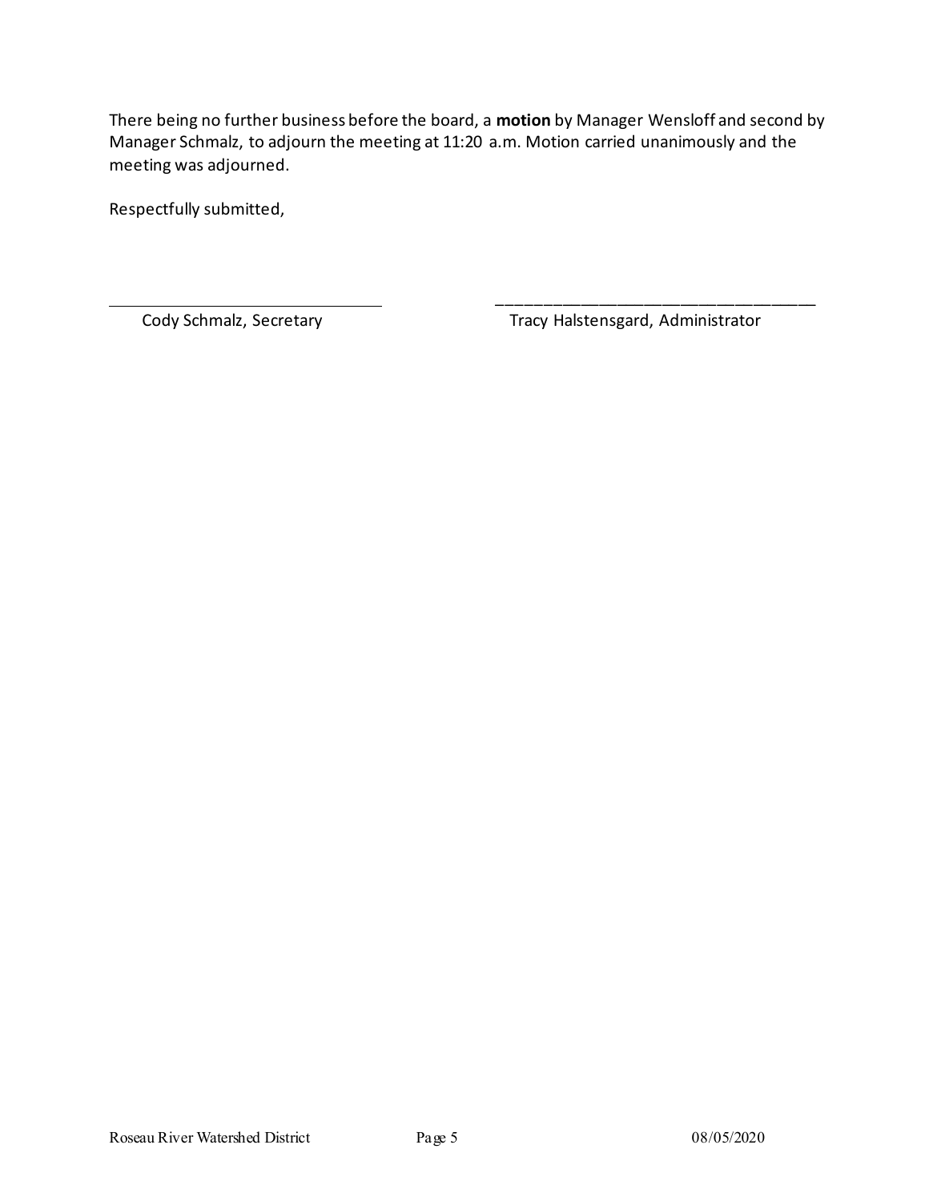There being no further business before the board, a **motion** by Manager Wensloff and second by Manager Schmalz, to adjourn the meeting at 11:20 a.m. Motion carried unanimously and the meeting was adjourned.

Respectfully submitted,

\_\_\_\_\_\_\_\_\_\_\_\_\_\_\_\_\_\_\_\_\_\_\_\_\_\_\_\_\_\_\_\_
Cody Schmalz, Secretary

\_\_\_\_\_\_\_\_\_\_\_\_\_\_\_\_\_\_\_\_\_\_\_\_\_\_\_\_\_\_\_\_
Tracy Halstensgard, Administrator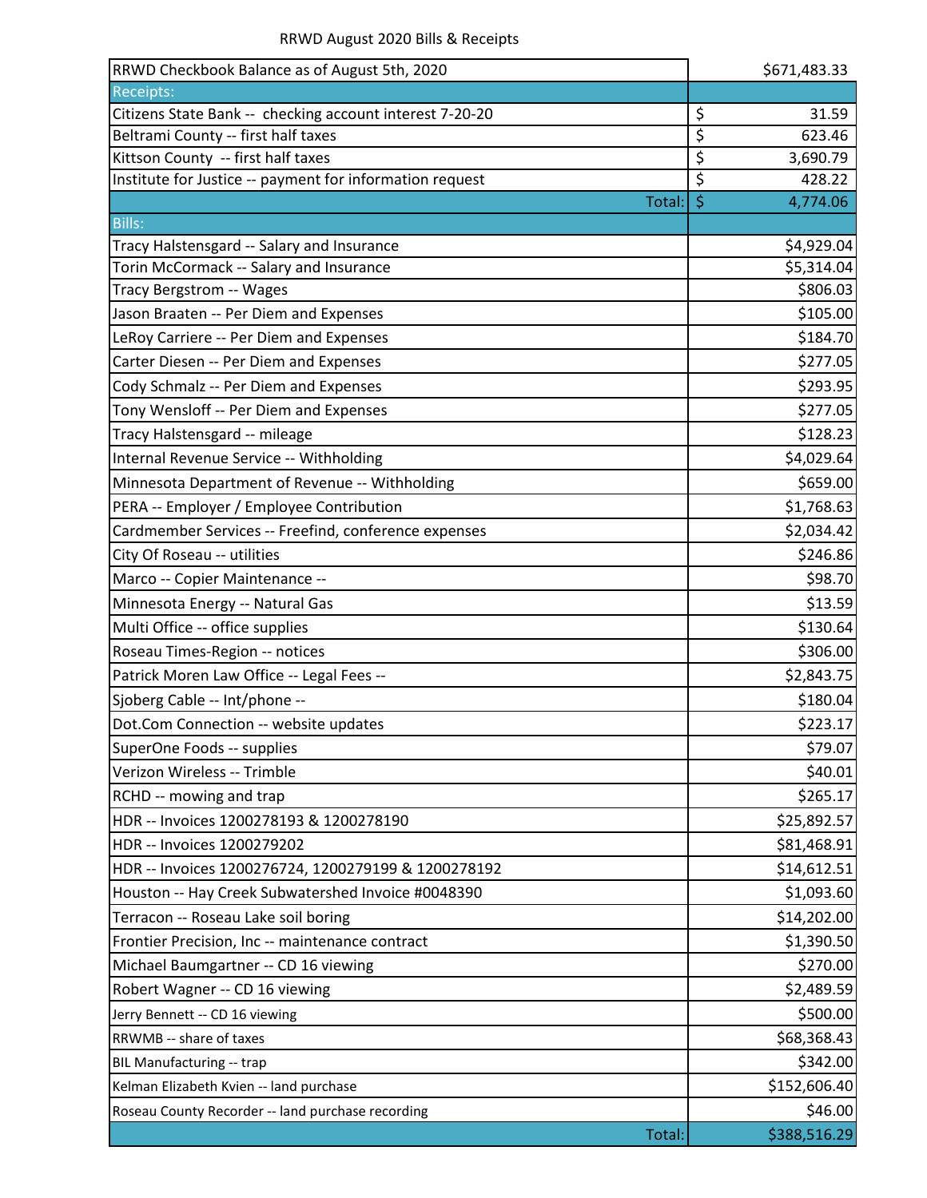RRWD August 2020 Bills & Receipts

| | |
|---|---|
| RRWD Checkbook Balance as of August 5th, 2020 | $671,483.33 |
| Receipts: | |
| Citizens State Bank -- checking account interest 7-20-20 | $ 31.59 |
| Beltrami County -- first half taxes | $ 623.46 |
| Kittson County -- first half taxes | $ 3,690.79 |
| Institute for Justice -- payment for information request | $ 428.22 |
| Total: | $ 4,774.06 |
| Bills: | |
| Tracy Halstensgard -- Salary and Insurance | $4,929.04 |
| Torin McCormack -- Salary and Insurance | $5,314.04 |
| Tracy Bergstrom -- Wages | $806.03 |
| Jason Braaten -- Per Diem and Expenses | $105.00 |
| LeRoy Carriere -- Per Diem and Expenses | $184.70 |
| Carter Diesen -- Per Diem and Expenses | $277.05 |
| Cody Schmalz -- Per Diem and Expenses | $293.95 |
| Tony Wensloff -- Per Diem and Expenses | $277.05 |
| Tracy Halstensgard -- mileage | $128.23 |
| Internal Revenue Service -- Withholding | $4,029.64 |
| Minnesota Department of Revenue -- Withholding | $659.00 |
| PERA -- Employer / Employee Contribution | $1,768.63 |
| Cardmember Services -- Freefind, conference expenses | $2,034.42 |
| City Of Roseau -- utilities | $246.86 |
| Marco -- Copier Maintenance -- | $98.70 |
| Minnesota Energy -- Natural Gas | $13.59 |
| Multi Office -- office supplies | $130.64 |
| Roseau Times-Region -- notices | $306.00 |
| Patrick Moren Law Office -- Legal Fees -- | $2,843.75 |
| Sjoberg Cable -- Int/phone -- | $180.04 |
| Dot.Com Connection -- website updates | $223.17 |
| SuperOne Foods -- supplies | $79.07 |
| Verizon Wireless -- Trimble | $40.01 |
| RCHD -- mowing and trap | $265.17 |
| HDR -- Invoices 1200278193 & 1200278190 | $25,892.57 |
| HDR -- Invoices 1200279202 | $81,468.91 |
| HDR -- Invoices 1200276724, 1200279199 & 1200278192 | $14,612.51 |
| Houston -- Hay Creek Subwatershed Invoice #0048390 | $1,093.60 |
| Terracon -- Roseau Lake soil boring | $14,202.00 |
| Frontier Precision, Inc -- maintenance contract | $1,390.50 |
| Michael Baumgartner -- CD 16 viewing | $270.00 |
| Robert Wagner -- CD 16 viewing | $2,489.59 |
| Jerry Bennett -- CD 16 viewing | $500.00 |
| RRWMB -- share of taxes | $68,368.43 |
| BIL Manufacturing -- trap | $342.00 |
| Kelman Elizabeth Kvien -- land purchase | $152,606.40 |
| Roseau County Recorder -- land purchase recording | $46.00 |
| Total: | $388,516.29 |